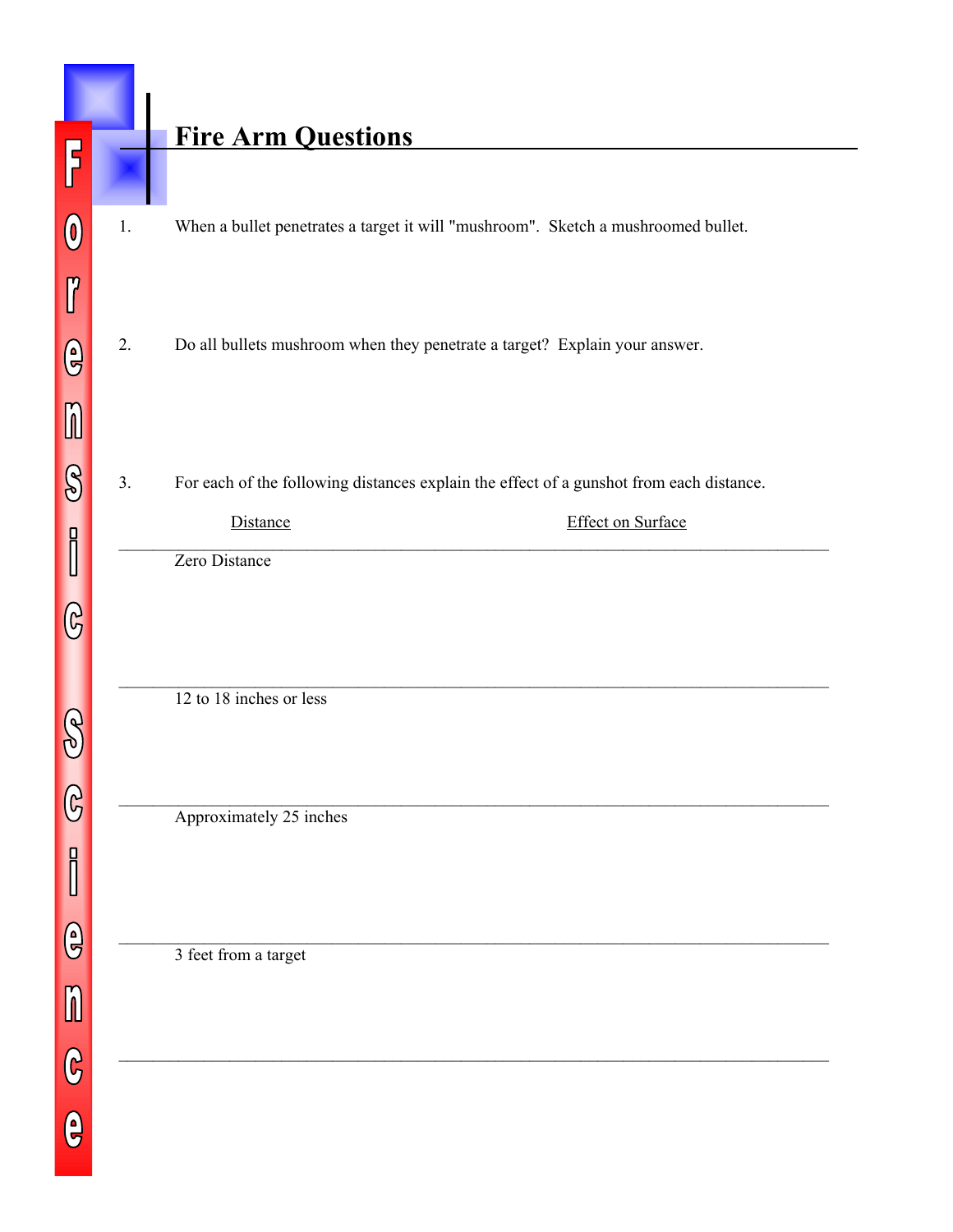# Fire Arm Questions

1. When a bullet penetrates a target it will "mushroom". Sketch a mushroomed bullet.

2. Do all bullets mushroom when they penetrate a target? Explain your answer.

3. For each of the following distances explain the effect of a gunshot from each distance.

| Distance | Effect on Surface |
|---|---|
| Zero Distance | |
| 12 to 18 inches or less | |
| Approximately 25 inches | |
| 3 feet from a target | |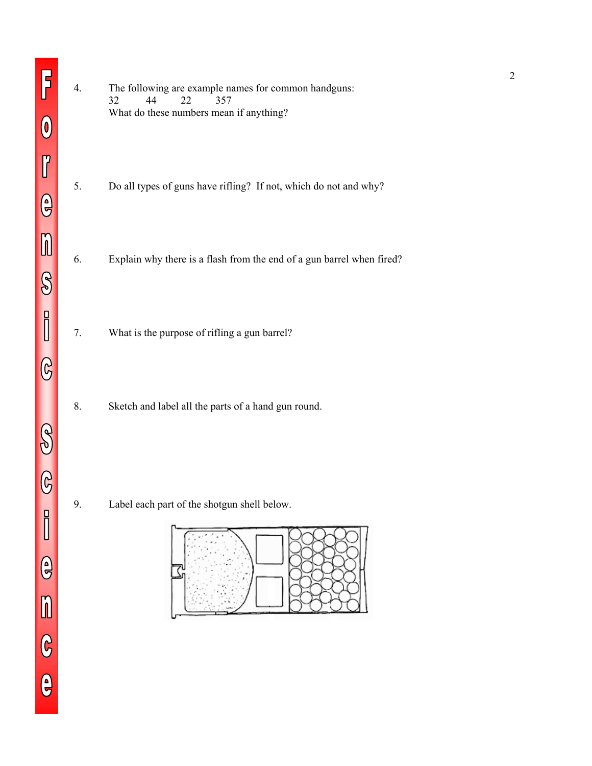4. The following are example names for common handguns:
   32 44 22 357
   What do these numbers mean if anything?

5. Do all types of guns have rifling? If not, which do not and why?

6. Explain why there is a flash from the end of a gun barrel when fired?

7. What is the purpose of rifling a gun barrel?

8. Sketch and label all the parts of a hand gun round.

9. Label each part of the shotgun shell below.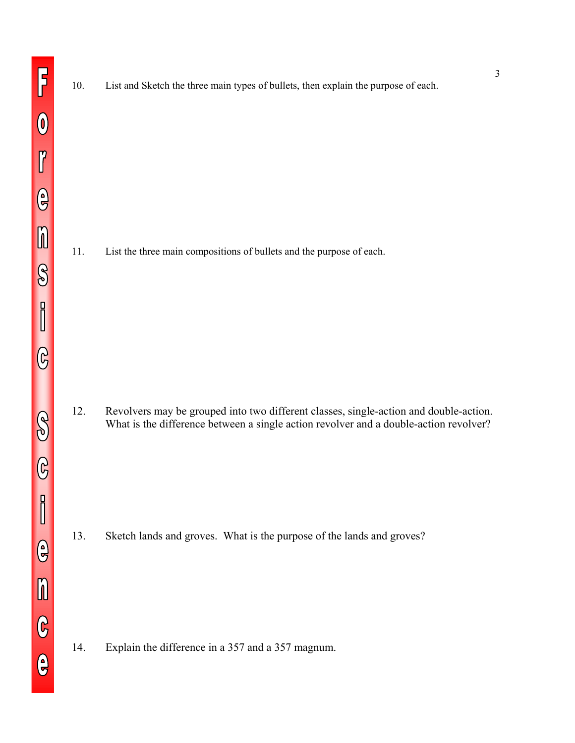10. List and Sketch the three main types of bullets, then explain the purpose of each.

11. List the three main compositions of bullets and the purpose of each.

12. Revolvers may be grouped into two different classes, single-action and double-action. What is the difference between a single action revolver and a double-action revolver?

13. Sketch lands and groves. What is the purpose of the lands and groves?

14. Explain the difference in a 357 and a 357 magnum.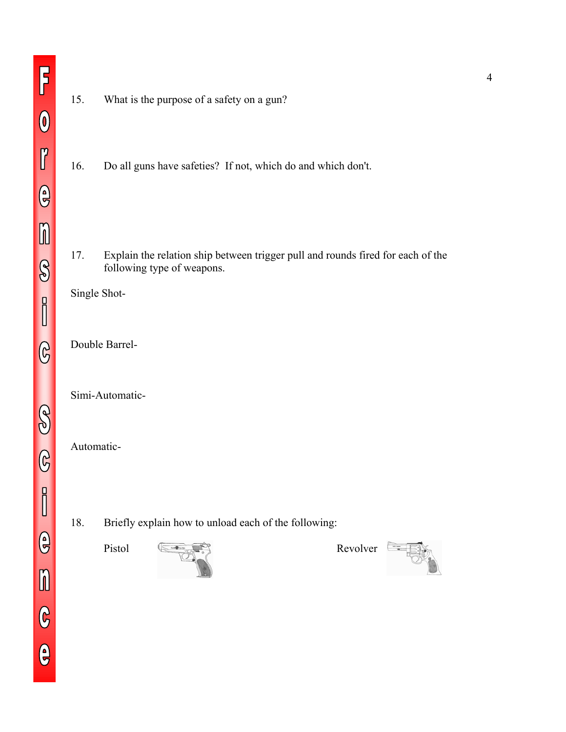15. What is the purpose of a safety on a gun?

16. Do all guns have safeties? If not, which do and which don't.

17. Explain the relation ship between trigger pull and rounds fired for each of the following type of weapons.

Single Shot-

Double Barrel-

Simi-Automatic-

Automatic-

18. Briefly explain how to unload each of the following:

Pistol

Revolver